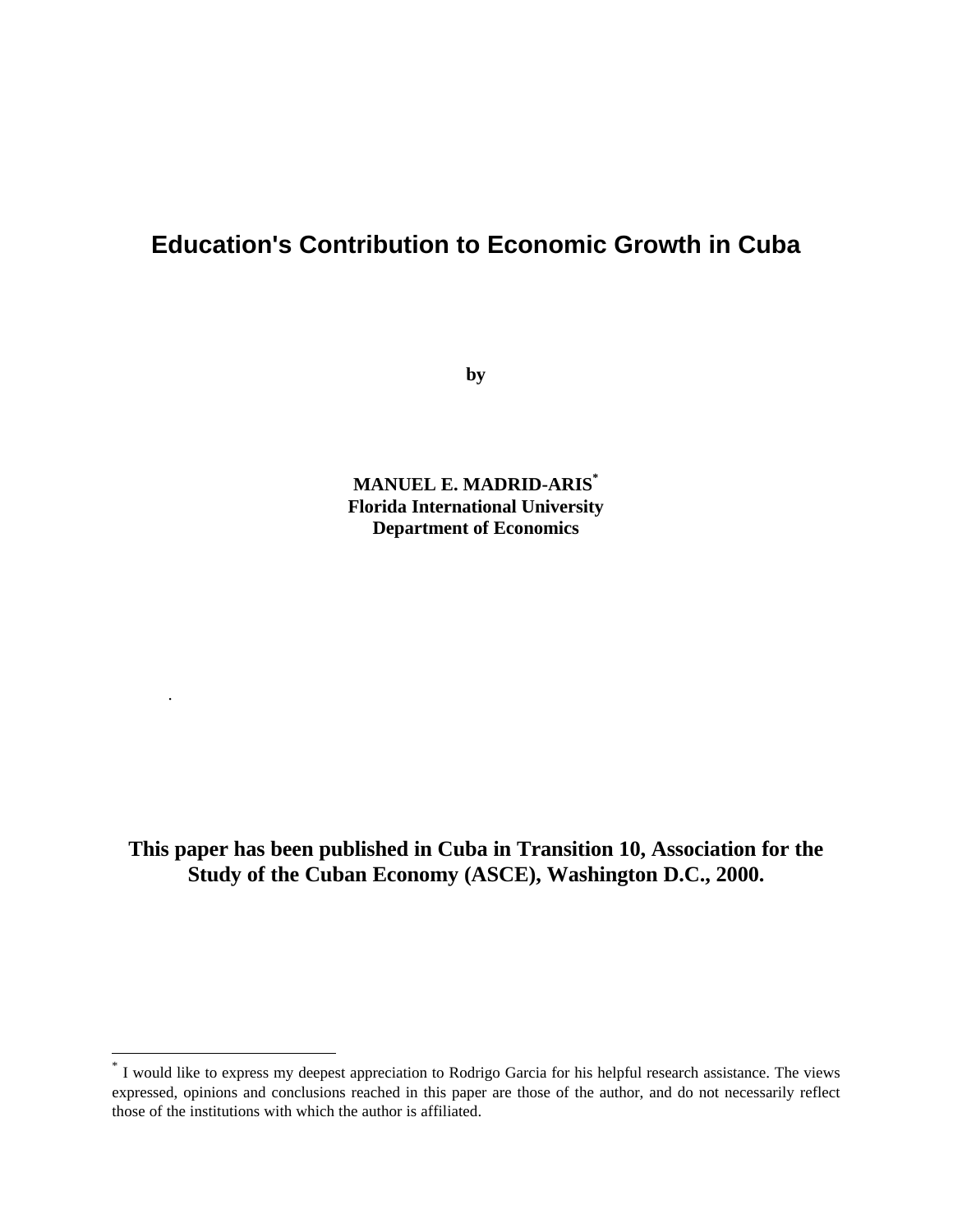# Education's Contribution to Economic Growth in Cuba

**by**

**MANUEL E. MADRID-ARIS**[*]
**Florida International University**
**Department of Economics**

**This paper has been published in Cuba in Transition 10, Association for the Study of the Cuban Economy (ASCE), Washington D.C., 2000.**

---

[*] I would like to express my deepest appreciation to Rodrigo Garcia for his helpful research assistance. The views expressed, opinions and conclusions reached in this paper are those of the author, and do not necessarily reflect those of the institutions with which the author is affiliated.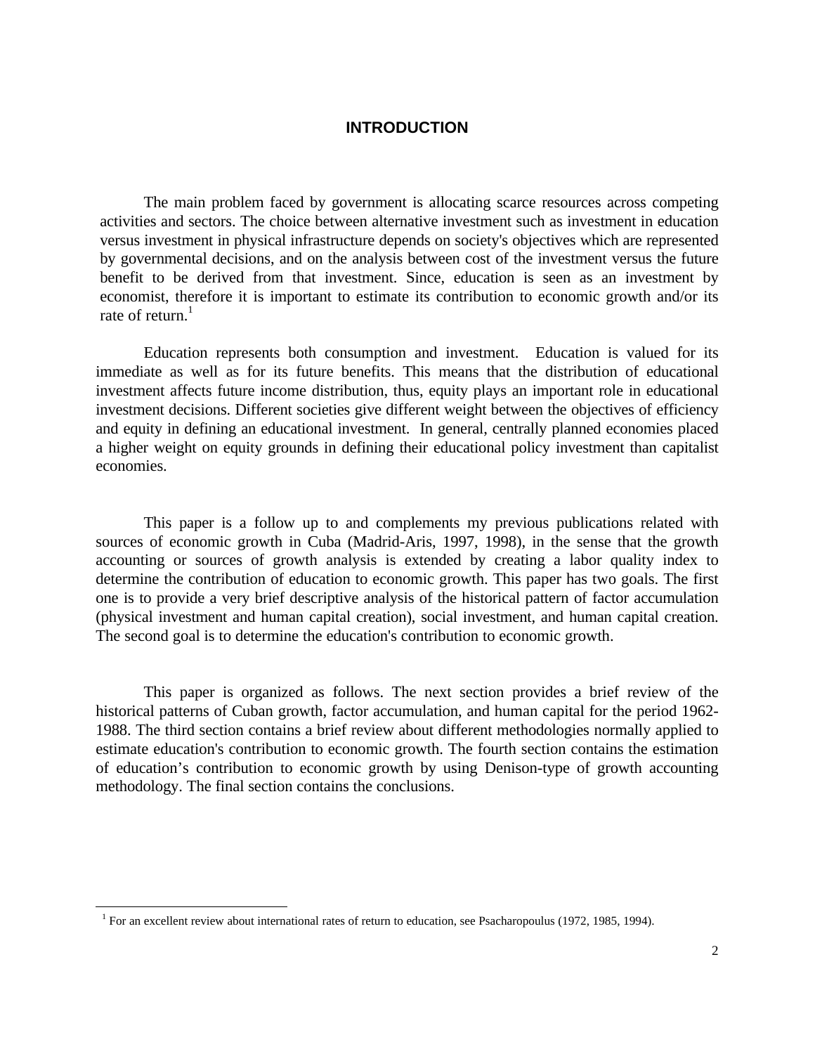# INTRODUCTION

The main problem faced by government is allocating scarce resources across competing activities and sectors. The choice between alternative investment such as investment in education versus investment in physical infrastructure depends on society's objectives which are represented by governmental decisions, and on the analysis between cost of the investment versus the future benefit to be derived from that investment. Since, education is seen as an investment by economist, therefore it is important to estimate its contribution to economic growth and/or its rate of return.[1]

Education represents both consumption and investment. Education is valued for its immediate as well as for its future benefits. This means that the distribution of educational investment affects future income distribution, thus, equity plays an important role in educational investment decisions. Different societies give different weight between the objectives of efficiency and equity in defining an educational investment. In general, centrally planned economies placed a higher weight on equity grounds in defining their educational policy investment than capitalist economies.

This paper is a follow up to and complements my previous publications related with sources of economic growth in Cuba (Madrid-Aris, 1997, 1998), in the sense that the growth accounting or sources of growth analysis is extended by creating a labor quality index to determine the contribution of education to economic growth. This paper has two goals. The first one is to provide a very brief descriptive analysis of the historical pattern of factor accumulation (physical investment and human capital creation), social investment, and human capital creation. The second goal is to determine the education's contribution to economic growth.

This paper is organized as follows. The next section provides a brief review of the historical patterns of Cuban growth, factor accumulation, and human capital for the period 1962-1988. The third section contains a brief review about different methodologies normally applied to estimate education's contribution to economic growth. The fourth section contains the estimation of education's contribution to economic growth by using Denison-type of growth accounting methodology. The final section contains the conclusions.

---

[1] For an excellent review about international rates of return to education, see Psacharopoulus (1972, 1985, 1994).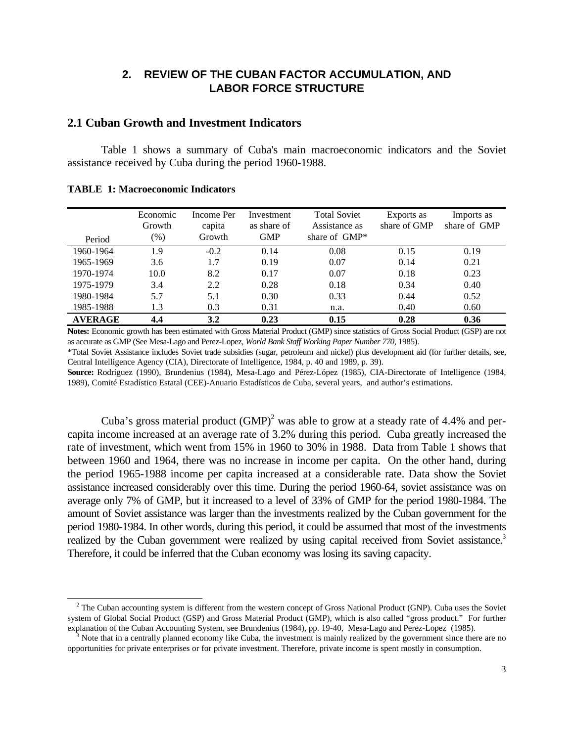## 2. REVIEW OF THE CUBAN FACTOR ACCUMULATION, AND LABOR FORCE STRUCTURE

### 2.1 Cuban Growth and Investment Indicators

Table 1 shows a summary of Cuba's main macroeconomic indicators and the Soviet assistance received by Cuba during the period 1960-1988.

**TABLE 1: Macroeconomic Indicators**

| Period | Economic Growth (%) | Income Per capita Growth | Investment as share of GMP | Total Soviet Assistance as share of GMP* | Exports as share of GMP | Imports as share of GMP |
|---|---|---|---|---|---|---|
| 1960-1964 | 1.9 | -0.2 | 0.14 | 0.08 | 0.15 | 0.19 |
| 1965-1969 | 3.6 | 1.7 | 0.19 | 0.07 | 0.14 | 0.21 |
| 1970-1974 | 10.0 | 8.2 | 0.17 | 0.07 | 0.18 | 0.23 |
| 1975-1979 | 3.4 | 2.2 | 0.28 | 0.18 | 0.34 | 0.40 |
| 1980-1984 | 5.7 | 5.1 | 0.30 | 0.33 | 0.44 | 0.52 |
| 1985-1988 | 1.3 | 0.3 | 0.31 | n.a. | 0.40 | 0.60 |
| **AVERAGE** | **4.4** | **3.2** | **0.23** | **0.15** | **0.28** | **0.36** |

**Notes:** Economic growth has been estimated with Gross Material Product (GMP) since statistics of Gross Social Product (GSP) are not as accurate as GMP (See Mesa-Lago and Perez-Lopez, *World Bank Staff Working Paper Number 770*, 1985).

*Total Soviet Assistance includes Soviet trade subsidies (sugar, petroleum and nickel) plus development aid (for further details, see, Central Intelligence Agency (CIA), Directorate of Intelligence, 1984, p. 40 and 1989, p. 39).

**Source:** Rodríguez (1990), Brundenius (1984), Mesa-Lago and Pérez-López (1985), CIA-Directorate of Intelligence (1984, 1989), Comité Estadístico Estatal (CEE)-Anuario Estadísticos de Cuba, several years, and author's estimations.

Cuba's gross material product (GMP)[2] was able to grow at a steady rate of 4.4% and per-capita income increased at an average rate of 3.2% during this period. Cuba greatly increased the rate of investment, which went from 15% in 1960 to 30% in 1988. Data from Table 1 shows that between 1960 and 1964, there was no increase in income per capita. On the other hand, during the period 1965-1988 income per capita increased at a considerable rate. Data show the Soviet assistance increased considerably over this time. During the period 1960-64, soviet assistance was on average only 7% of GMP, but it increased to a level of 33% of GMP for the period 1980-1984. The amount of Soviet assistance was larger than the investments realized by the Cuban government for the period 1980-1984. In other words, during this period, it could be assumed that most of the investments realized by the Cuban government were realized by using capital received from Soviet assistance.[3] Therefore, it could be inferred that the Cuban economy was losing its saving capacity.

[2] The Cuban accounting system is different from the western concept of Gross National Product (GNP). Cuba uses the Soviet system of Global Social Product (GSP) and Gross Material Product (GMP), which is also called "gross product." For further explanation of the Cuban Accounting System, see Brundenius (1984), pp. 19-40, Mesa-Lago and Perez-Lopez (1985).

[3] Note that in a centrally planned economy like Cuba, the investment is mainly realized by the government since there are no opportunities for private enterprises or for private investment. Therefore, private income is spent mostly in consumption.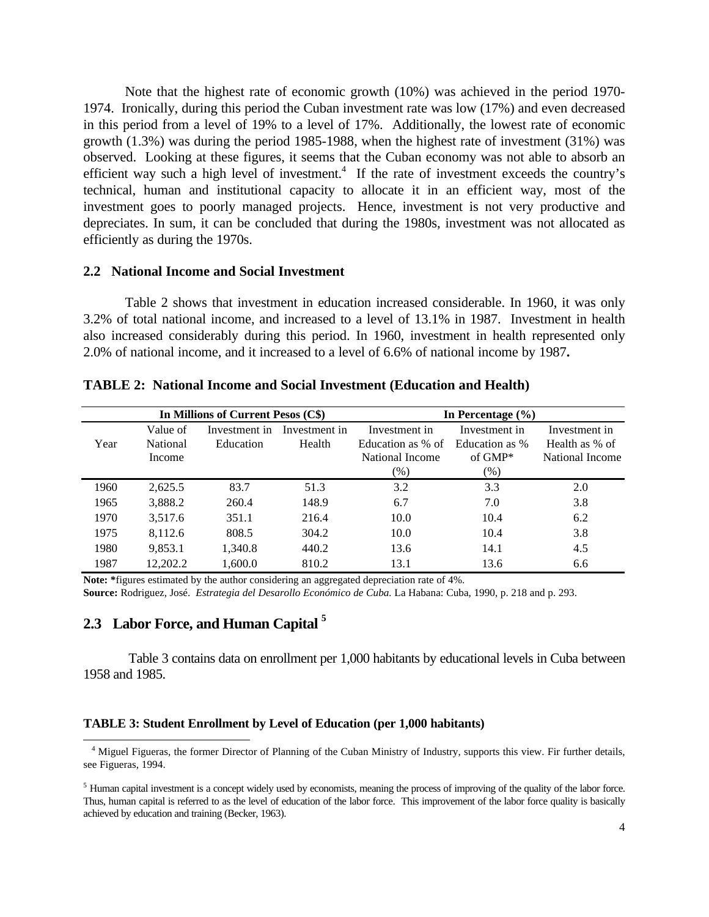Note that the highest rate of economic growth (10%) was achieved in the period 1970-1974. Ironically, during this period the Cuban investment rate was low (17%) and even decreased in this period from a level of 19% to a level of 17%. Additionally, the lowest rate of economic growth (1.3%) was during the period 1985-1988, when the highest rate of investment (31%) was observed. Looking at these figures, it seems that the Cuban economy was not able to absorb an efficient way such a high level of investment.[4] If the rate of investment exceeds the country's technical, human and institutional capacity to allocate it in an efficient way, most of the investment goes to poorly managed projects. Hence, investment is not very productive and depreciates. In sum, it can be concluded that during the 1980s, investment was not allocated as efficiently as during the 1970s.

### 2.2 National Income and Social Investment

Table 2 shows that investment in education increased considerable. In 1960, it was only 3.2% of total national income, and increased to a level of 13.1% in 1987. Investment in health also increased considerably during this period. In 1960, investment in health represented only 2.0% of national income, and it increased to a level of 6.6% of national income by 1987**.**

**TABLE 2: National Income and Social Investment (Education and Health)**

| | In Millions of Current Pesos (C$) | | | In Percentage (%) | | |
|---|---|---|---|---|---|---|
| Year | Value of National Income | Investment in Education | Investment in Health | Investment in Education as % of National Income (%) | Investment in Education as % of GMP* (%) | Investment in Health as % of National Income |
| 1960 | 2,625.5 | 83.7 | 51.3 | 3.2 | 3.3 | 2.0 |
| 1965 | 3,888.2 | 260.4 | 148.9 | 6.7 | 7.0 | 3.8 |
| 1970 | 3,517.6 | 351.1 | 216.4 | 10.0 | 10.4 | 6.2 |
| 1975 | 8,112.6 | 808.5 | 304.2 | 10.0 | 10.4 | 3.8 |
| 1980 | 9,853.1 | 1,340.8 | 440.2 | 13.6 | 14.1 | 4.5 |
| 1987 | 12,202.2 | 1,600.0 | 810.2 | 13.1 | 13.6 | 6.6 |

**Note:** *figures estimated by the author considering an aggregated depreciation rate of 4%.
**Source:** Rodriguez, José. *Estrategia del Desarollo Económico de Cuba*. La Habana: Cuba, 1990, p. 218 and p. 293.

### 2.3 Labor Force, and Human Capital [5]

Table 3 contains data on enrollment per 1,000 habitants by educational levels in Cuba between 1958 and 1985.

**TABLE 3: Student Enrollment by Level of Education (per 1,000 habitants)**

[4] Miguel Figueras, the former Director of Planning of the Cuban Ministry of Industry, supports this view. Fir further details, see Figueras, 1994.

[5] Human capital investment is a concept widely used by economists, meaning the process of improving of the quality of the labor force. Thus, human capital is referred to as the level of education of the labor force. This improvement of the labor force quality is basically achieved by education and training (Becker, 1963).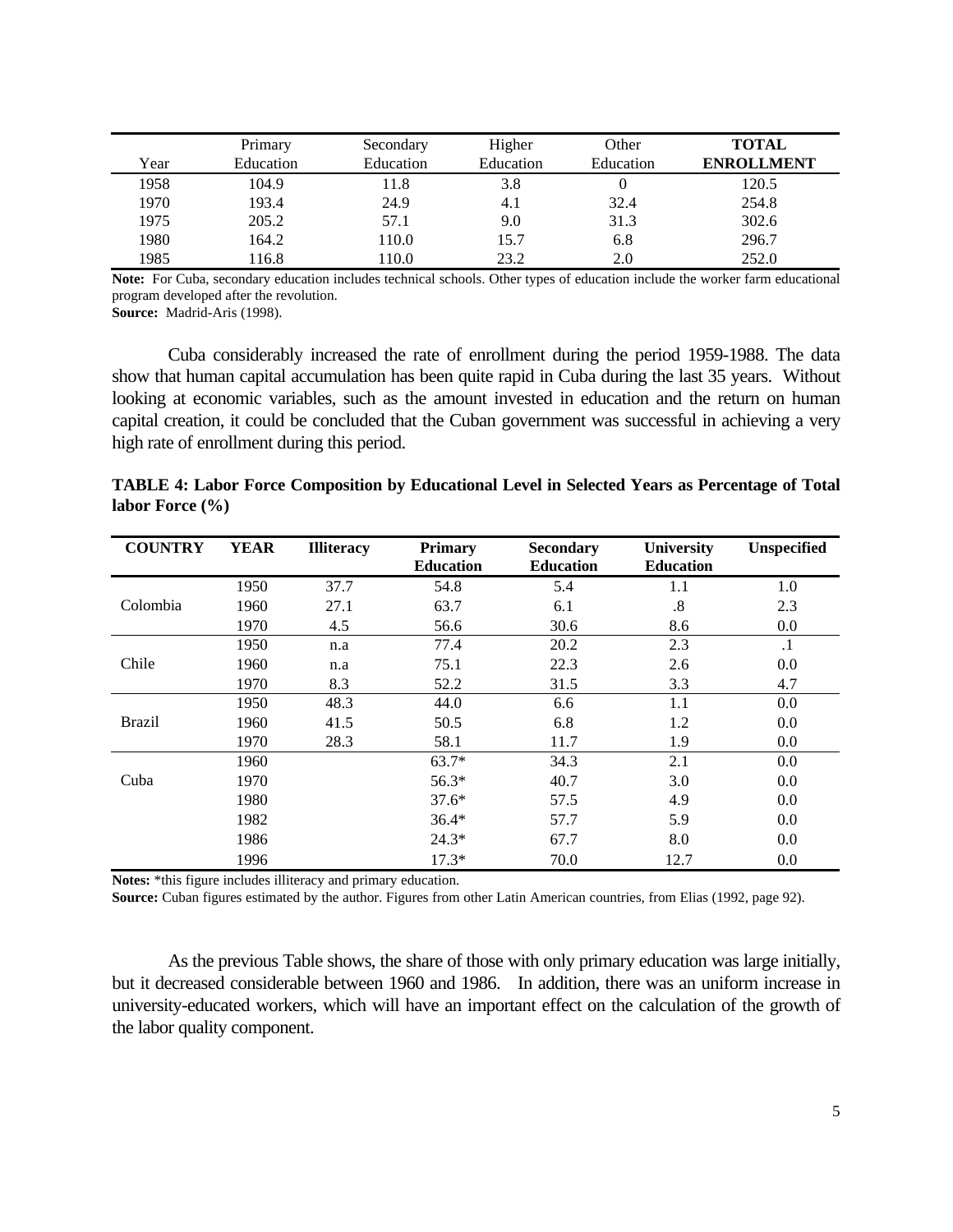| Year | Primary Education | Secondary Education | Higher Education | Other Education | **TOTAL ENROLLMENT** |
|---|---|---|---|---|---|
| 1958 | 104.9 | 11.8 | 3.8 | 0 | 120.5 |
| 1970 | 193.4 | 24.9 | 4.1 | 32.4 | 254.8 |
| 1975 | 205.2 | 57.1 | 9.0 | 31.3 | 302.6 |
| 1980 | 164.2 | 110.0 | 15.7 | 6.8 | 296.7 |
| 1985 | 116.8 | 110.0 | 23.2 | 2.0 | 252.0 |

**Note:** For Cuba, secondary education includes technical schools. Other types of education include the worker farm educational program developed after the revolution.
**Source:** Madrid-Aris (1998).

Cuba considerably increased the rate of enrollment during the period 1959-1988. The data show that human capital accumulation has been quite rapid in Cuba during the last 35 years. Without looking at economic variables, such as the amount invested in education and the return on human capital creation, it could be concluded that the Cuban government was successful in achieving a very high rate of enrollment during this period.

**TABLE 4: Labor Force Composition by Educational Level in Selected Years as Percentage of Total labor Force (%)**

| **COUNTRY** | **YEAR** | **Illiteracy** | **Primary Education** | **Secondary Education** | **University Education** | **Unspecified** |
|---|---|---|---|---|---|---|
| Colombia | 1950 | 37.7 | 54.8 | 5.4 | 1.1 | 1.0 |
| | 1960 | 27.1 | 63.7 | 6.1 | .8 | 2.3 |
| | 1970 | 4.5 | 56.6 | 30.6 | 8.6 | 0.0 |
| Chile | 1950 | n.a | 77.4 | 20.2 | 2.3 | .1 |
| | 1960 | n.a | 75.1 | 22.3 | 2.6 | 0.0 |
| | 1970 | 8.3 | 52.2 | 31.5 | 3.3 | 4.7 |
| Brazil | 1950 | 48.3 | 44.0 | 6.6 | 1.1 | 0.0 |
| | 1960 | 41.5 | 50.5 | 6.8 | 1.2 | 0.0 |
| | 1970 | 28.3 | 58.1 | 11.7 | 1.9 | 0.0 |
| Cuba | 1960 | | 63.7* | 34.3 | 2.1 | 0.0 |
| | 1970 | | 56.3* | 40.7 | 3.0 | 0.0 |
| | 1980 | | 37.6* | 57.5 | 4.9 | 0.0 |
| | 1982 | | 36.4* | 57.7 | 5.9 | 0.0 |
| | 1986 | | 24.3* | 67.7 | 8.0 | 0.0 |
| | 1996 | | 17.3* | 70.0 | 12.7 | 0.0 |

**Notes:** *this figure includes illiteracy and primary education.
**Source:** Cuban figures estimated by the author. Figures from other Latin American countries, from Elias (1992, page 92).

As the previous Table shows, the share of those with only primary education was large initially, but it decreased considerable between 1960 and 1986. In addition, there was an uniform increase in university-educated workers, which will have an important effect on the calculation of the growth of the labor quality component.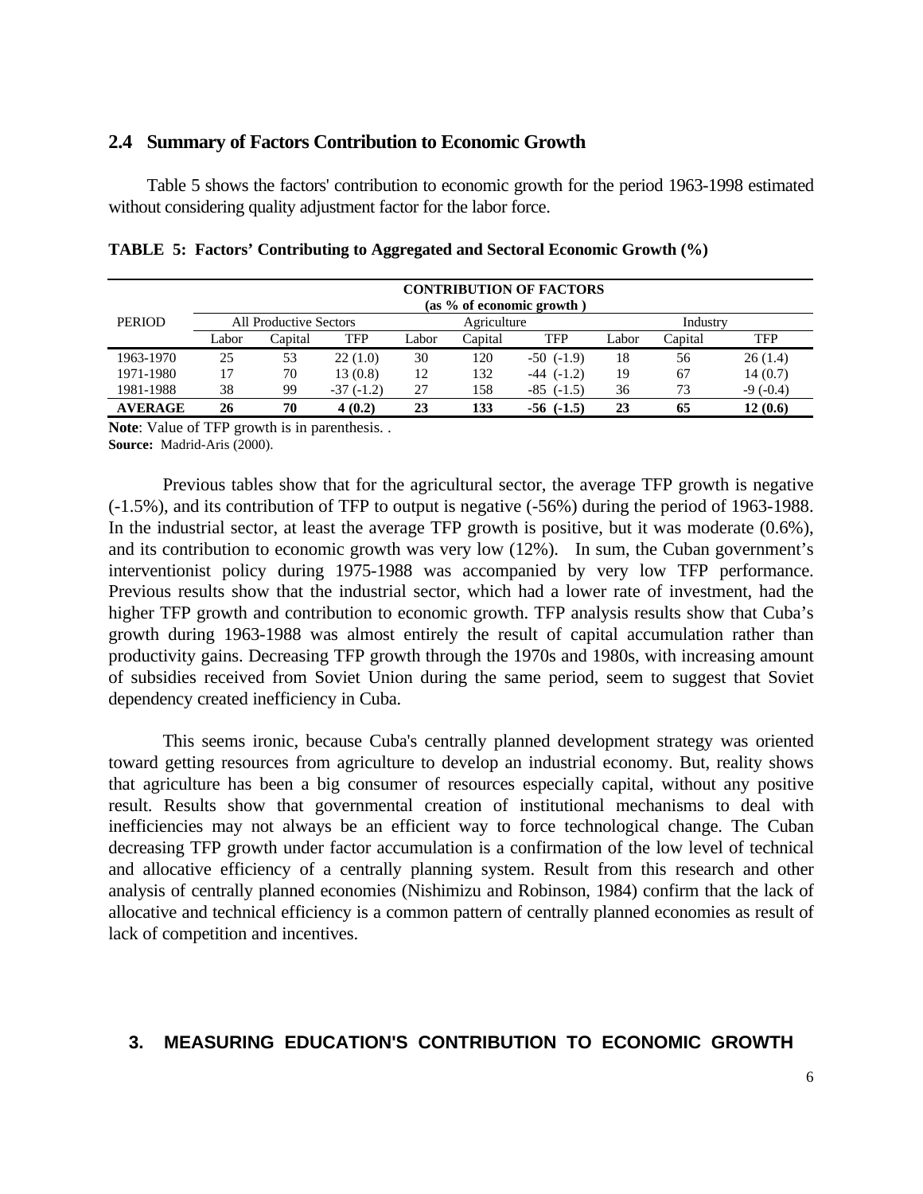## 2.4 Summary of Factors Contribution to Economic Growth

Table 5 shows the factors' contribution to economic growth for the period 1963-1998 estimated without considering quality adjustment factor for the labor force.

**TABLE 5: Factors' Contributing to Aggregated and Sectoral Economic Growth (%)**

| PERIOD | CONTRIBUTION OF FACTORS (as % of economic growth ) | | | | | | | | |
|---|---|---|---|---|---|---|---|---|---|
| | All Productive Sectors | | | Agriculture | | | Industry | | |
| | Labor | Capital | TFP | Labor | Capital | TFP | Labor | Capital | TFP |
| 1963-1970 | 25 | 53 | 22 (1.0) | 30 | 120 | -50 (-1.9) | 18 | 56 | 26 (1.4) |
| 1971-1980 | 17 | 70 | 13 (0.8) | 12 | 132 | -44 (-1.2) | 19 | 67 | 14 (0.7) |
| 1981-1988 | 38 | 99 | -37 (-1.2) | 27 | 158 | -85 (-1.5) | 36 | 73 | -9 (-0.4) |
| **AVERAGE** | **26** | **70** | **4 (0.2)** | **23** | **133** | **-56 (-1.5)** | **23** | **65** | **12 (0.6)** |

**Note**: Value of TFP growth is in parenthesis. .
**Source:** Madrid-Aris (2000).

Previous tables show that for the agricultural sector, the average TFP growth is negative (-1.5%), and its contribution of TFP to output is negative (-56%) during the period of 1963-1988. In the industrial sector, at least the average TFP growth is positive, but it was moderate (0.6%), and its contribution to economic growth was very low (12%). In sum, the Cuban government's interventionist policy during 1975-1988 was accompanied by very low TFP performance. Previous results show that the industrial sector, which had a lower rate of investment, had the higher TFP growth and contribution to economic growth. TFP analysis results show that Cuba's growth during 1963-1988 was almost entirely the result of capital accumulation rather than productivity gains. Decreasing TFP growth through the 1970s and 1980s, with increasing amount of subsidies received from Soviet Union during the same period, seem to suggest that Soviet dependency created inefficiency in Cuba.

This seems ironic, because Cuba's centrally planned development strategy was oriented toward getting resources from agriculture to develop an industrial economy. But, reality shows that agriculture has been a big consumer of resources especially capital, without any positive result. Results show that governmental creation of institutional mechanisms to deal with inefficiencies may not always be an efficient way to force technological change. The Cuban decreasing TFP growth under factor accumulation is a confirmation of the low level of technical and allocative efficiency of a centrally planning system. Result from this research and other analysis of centrally planned economies (Nishimizu and Robinson, 1984) confirm that the lack of allocative and technical efficiency is a common pattern of centrally planned economies as result of lack of competition and incentives.

# 3. MEASURING EDUCATION'S CONTRIBUTION TO ECONOMIC GROWTH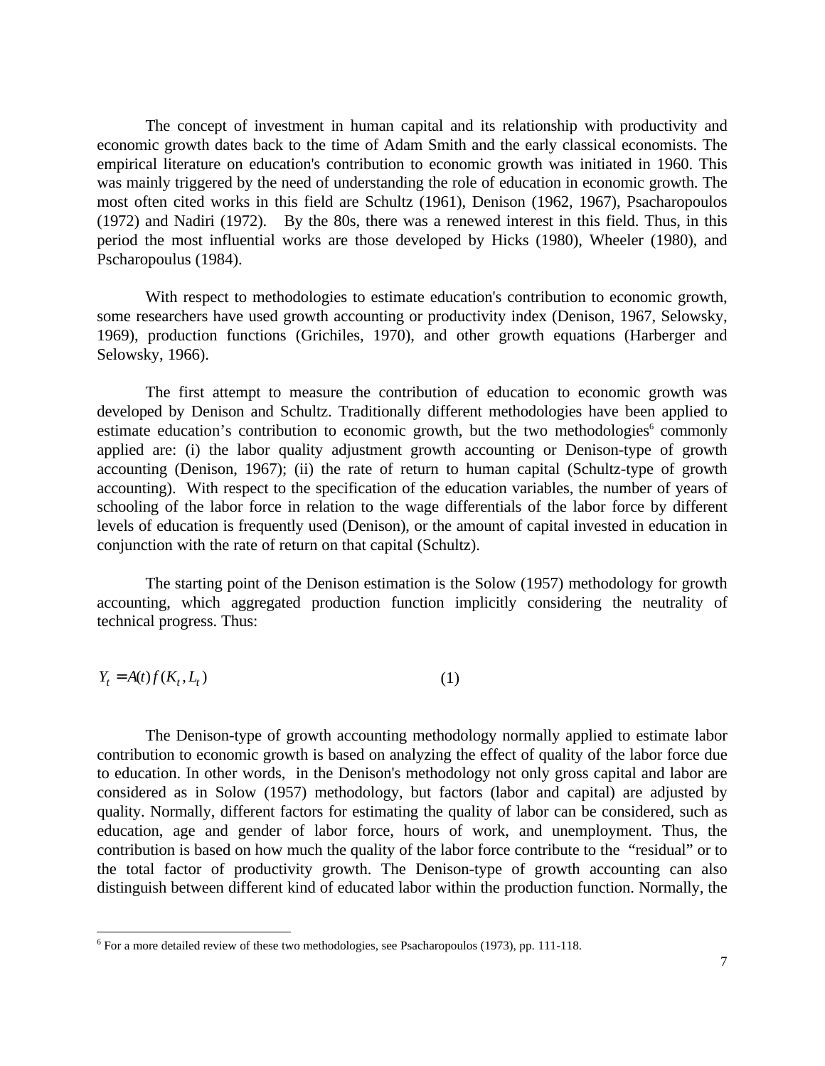The concept of investment in human capital and its relationship with productivity and economic growth dates back to the time of Adam Smith and the early classical economists. The empirical literature on education's contribution to economic growth was initiated in 1960. This was mainly triggered by the need of understanding the role of education in economic growth. The most often cited works in this field are Schultz (1961), Denison (1962, 1967), Psacharopoulos (1972) and Nadiri (1972). By the 80s, there was a renewed interest in this field. Thus, in this period the most influential works are those developed by Hicks (1980), Wheeler (1980), and Pscharopoulus (1984).

With respect to methodologies to estimate education's contribution to economic growth, some researchers have used growth accounting or productivity index (Denison, 1967, Selowsky, 1969), production functions (Grichiles, 1970), and other growth equations (Harberger and Selowsky, 1966).

The first attempt to measure the contribution of education to economic growth was developed by Denison and Schultz. Traditionally different methodologies have been applied to estimate education's contribution to economic growth, but the two methodologies[6] commonly applied are: (i) the labor quality adjustment growth accounting or Denison-type of growth accounting (Denison, 1967); (ii) the rate of return to human capital (Schultz-type of growth accounting). With respect to the specification of the education variables, the number of years of schooling of the labor force in relation to the wage differentials of the labor force by different levels of education is frequently used (Denison), or the amount of capital invested in education in conjunction with the rate of return on that capital (Schultz).

The starting point of the Denison estimation is the Solow (1957) methodology for growth accounting, which aggregated production function implicitly considering the neutrality of technical progress. Thus:

$$Y_t = A(t) f(K_t, L_t) \qquad (1)$$

The Denison-type of growth accounting methodology normally applied to estimate labor contribution to economic growth is based on analyzing the effect of quality of the labor force due to education. In other words, in the Denison's methodology not only gross capital and labor are considered as in Solow (1957) methodology, but factors (labor and capital) are adjusted by quality. Normally, different factors for estimating the quality of labor can be considered, such as education, age and gender of labor force, hours of work, and unemployment. Thus, the contribution is based on how much the quality of the labor force contribute to the "residual" or to the total factor of productivity growth. The Denison-type of growth accounting can also distinguish between different kind of educated labor within the production function. Normally, the

---

[6] For a more detailed review of these two methodologies, see Psacharopoulos (1973), pp. 111-118.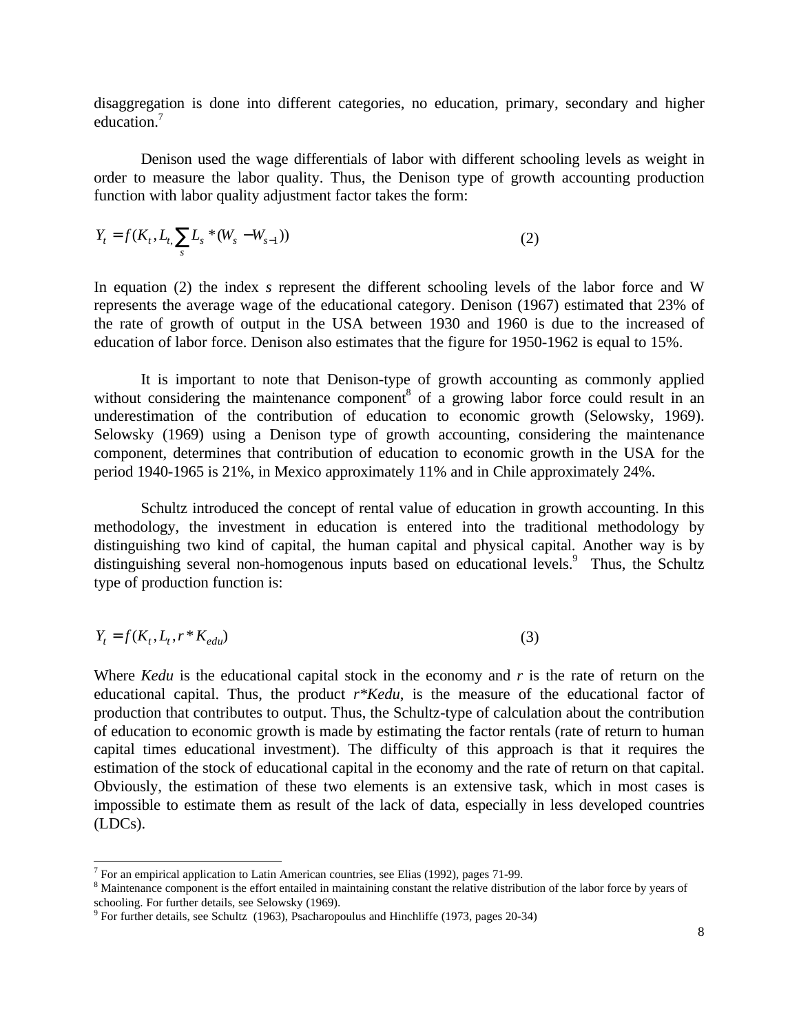disaggregation is done into different categories, no education, primary, secondary and higher education.[7]

Denison used the wage differentials of labor with different schooling levels as weight in order to measure the labor quality. Thus, the Denison type of growth accounting production function with labor quality adjustment factor takes the form:

$$Y_t = f(K_t, L_{t,} \sum_s L_s * (W_s - W_{s-1})) \tag{2}$$

In equation (2) the index *s* represent the different schooling levels of the labor force and W represents the average wage of the educational category. Denison (1967) estimated that 23% of the rate of growth of output in the USA between 1930 and 1960 is due to the increased of education of labor force. Denison also estimates that the figure for 1950-1962 is equal to 15%.

It is important to note that Denison-type of growth accounting as commonly applied without considering the maintenance component[8] of a growing labor force could result in an underestimation of the contribution of education to economic growth (Selowsky, 1969). Selowsky (1969) using a Denison type of growth accounting, considering the maintenance component, determines that contribution of education to economic growth in the USA for the period 1940-1965 is 21%, in Mexico approximately 11% and in Chile approximately 24%.

Schultz introduced the concept of rental value of education in growth accounting. In this methodology, the investment in education is entered into the traditional methodology by distinguishing two kind of capital, the human capital and physical capital. Another way is by distinguishing several non-homogenous inputs based on educational levels.[9] Thus, the Schultz type of production function is:

$$Y_t = f(K_t, L_t, r * K_{edu}) \tag{3}$$

Where *Kedu* is the educational capital stock in the economy and *r* is the rate of return on the educational capital. Thus, the product *r\*Kedu*, is the measure of the educational factor of production that contributes to output. Thus, the Schultz-type of calculation about the contribution of education to economic growth is made by estimating the factor rentals (rate of return to human capital times educational investment). The difficulty of this approach is that it requires the estimation of the stock of educational capital in the economy and the rate of return on that capital. Obviously, the estimation of these two elements is an extensive task, which in most cases is impossible to estimate them as result of the lack of data, especially in less developed countries (LDCs).

---

[7] For an empirical application to Latin American countries, see Elias (1992), pages 71-99.

[8] Maintenance component is the effort entailed in maintaining constant the relative distribution of the labor force by years of schooling. For further details, see Selowsky (1969).

[9] For further details, see Schultz (1963), Psacharopoulus and Hinchliffe (1973, pages 20-34)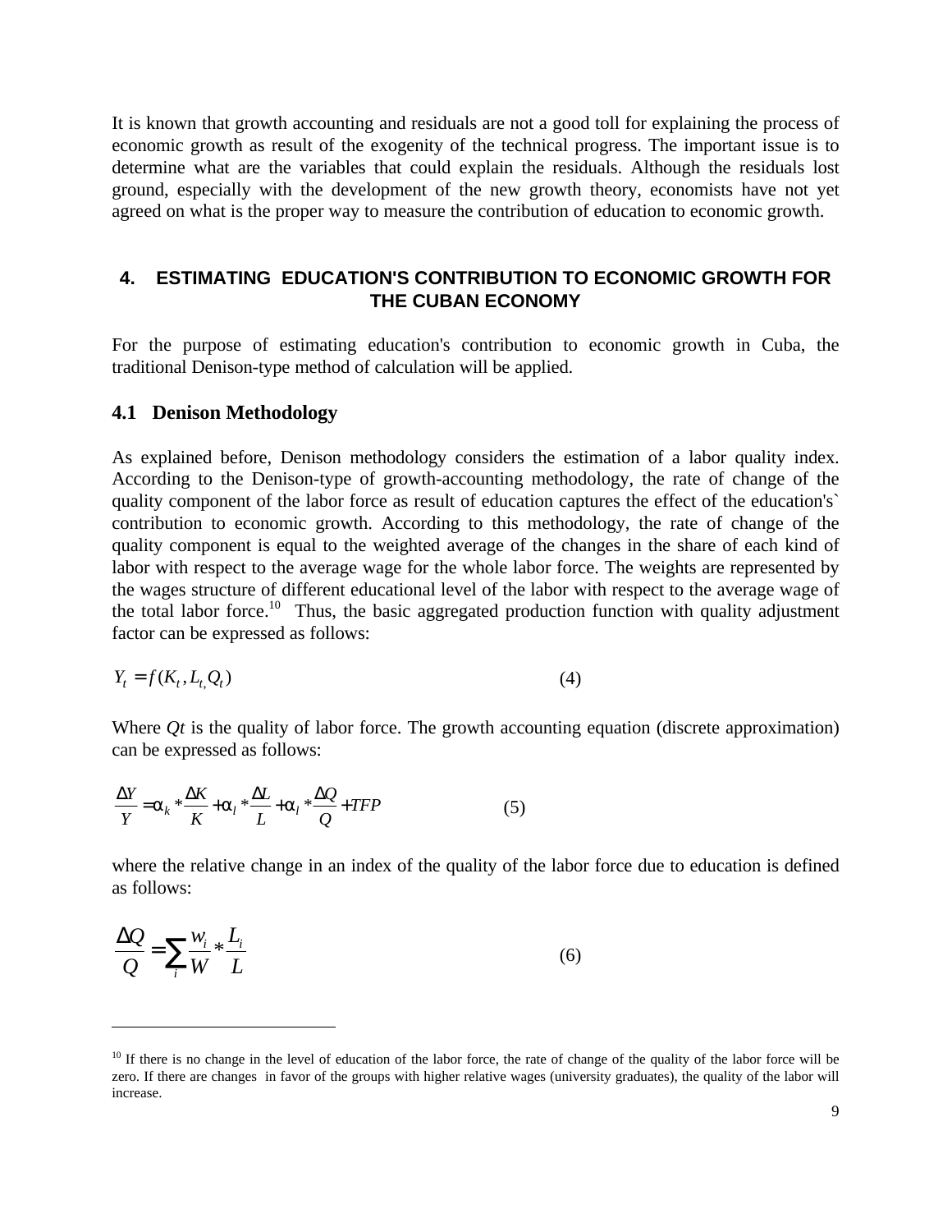It is known that growth accounting and residuals are not a good toll for explaining the process of economic growth as result of the exogenity of the technical progress. The important issue is to determine what are the variables that could explain the residuals. Although the residuals lost ground, especially with the development of the new growth theory, economists have not yet agreed on what is the proper way to measure the contribution of education to economic growth.

## 4. ESTIMATING EDUCATION'S CONTRIBUTION TO ECONOMIC GROWTH FOR THE CUBAN ECONOMY

For the purpose of estimating education's contribution to economic growth in Cuba, the traditional Denison-type method of calculation will be applied.

### 4.1 Denison Methodology

As explained before, Denison methodology considers the estimation of a labor quality index. According to the Denison-type of growth-accounting methodology, the rate of change of the quality component of the labor force as result of education captures the effect of the education's` contribution to economic growth. According to this methodology, the rate of change of the quality component is equal to the weighted average of the changes in the share of each kind of labor with respect to the average wage for the whole labor force. The weights are represented by the wages structure of different educational level of the labor with respect to the average wage of the total labor force.[10] Thus, the basic aggregated production function with quality adjustment factor can be expressed as follows:

$$Y_t = f(K_t, L_{t,} Q_t) \qquad (4)$$

Where *Qt* is the quality of labor force. The growth accounting equation (discrete approximation) can be expressed as follows:

$$\frac{\Delta Y}{Y} = \alpha_k * \frac{\Delta K}{K} + \alpha_l * \frac{\Delta L}{L} + \alpha_l * \frac{\Delta Q}{Q} + TFP \qquad (5)$$

where the relative change in an index of the quality of the labor force due to education is defined as follows:

$$\frac{\Delta Q}{Q} = \sum_i \frac{w_i}{W} * \frac{L_i}{L} \qquad (6)$$

---

[10] If there is no change in the level of education of the labor force, the rate of change of the quality of the labor force will be zero. If there are changes in favor of the groups with higher relative wages (university graduates), the quality of the labor will increase.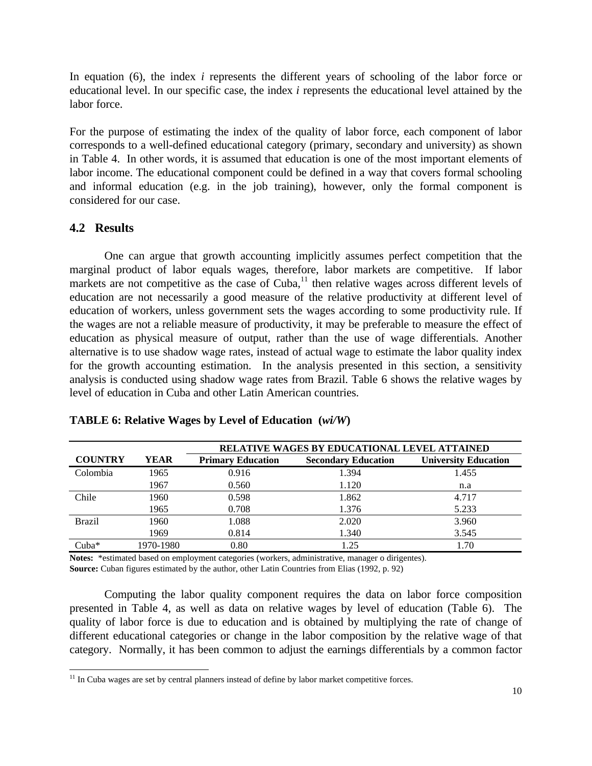In equation (6), the index *i* represents the different years of schooling of the labor force or educational level. In our specific case, the index *i* represents the educational level attained by the labor force.

For the purpose of estimating the index of the quality of labor force, each component of labor corresponds to a well-defined educational category (primary, secondary and university) as shown in Table 4. In other words, it is assumed that education is one of the most important elements of labor income. The educational component could be defined in a way that covers formal schooling and informal education (e.g. in the job training), however, only the formal component is considered for our case.

## 4.2 Results

One can argue that growth accounting implicitly assumes perfect competition that the marginal product of labor equals wages, therefore, labor markets are competitive. If labor markets are not competitive as the case of Cuba,[11] then relative wages across different levels of education are not necessarily a good measure of the relative productivity at different level of education of workers, unless government sets the wages according to some productivity rule. If the wages are not a reliable measure of productivity, it may be preferable to measure the effect of education as physical measure of output, rather than the use of wage differentials. Another alternative is to use shadow wage rates, instead of actual wage to estimate the labor quality index for the growth accounting estimation. In the analysis presented in this section, a sensitivity analysis is conducted using shadow wage rates from Brazil. Table 6 shows the relative wages by level of education in Cuba and other Latin American countries.

**TABLE 6: Relative Wages by Level of Education (*wi/W*)**

| | | RELATIVE WAGES BY EDUCATIONAL LEVEL ATTAINED | | |
|---|---|---|---|---|
| **COUNTRY** | **YEAR** | **Primary Education** | **Secondary Education** | **University Education** |
| Colombia | 1965 | 0.916 | 1.394 | 1.455 |
| | 1967 | 0.560 | 1.120 | n.a |
| Chile | 1960 | 0.598 | 1.862 | 4.717 |
| | 1965 | 0.708 | 1.376 | 5.233 |
| Brazil | 1960 | 1.088 | 2.020 | 3.960 |
| | 1969 | 0.814 | 1.340 | 3.545 |
| Cuba* | 1970-1980 | 0.80 | 1.25 | 1.70 |

**Notes:** *estimated based on employment categories (workers, administrative, manager o dirigentes).
**Source:** Cuban figures estimated by the author, other Latin Countries from Elias (1992, p. 92)

Computing the labor quality component requires the data on labor force composition presented in Table 4, as well as data on relative wages by level of education (Table 6). The quality of labor force is due to education and is obtained by multiplying the rate of change of different educational categories or change in the labor composition by the relative wage of that category. Normally, it has been common to adjust the earnings differentials by a common factor

[11] In Cuba wages are set by central planners instead of define by labor market competitive forces.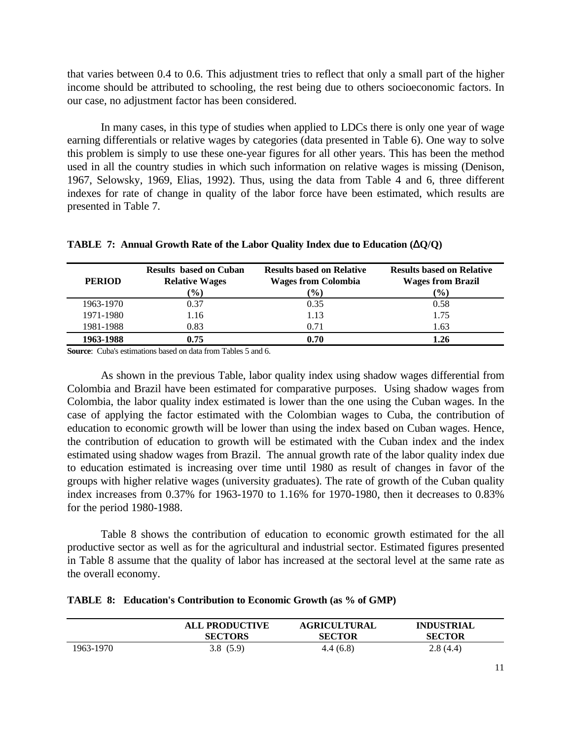that varies between 0.4 to 0.6. This adjustment tries to reflect that only a small part of the higher income should be attributed to schooling, the rest being due to others socioeconomic factors. In our case, no adjustment factor has been considered.

In many cases, in this type of studies when applied to LDCs there is only one year of wage earning differentials or relative wages by categories (data presented in Table 6). One way to solve this problem is simply to use these one-year figures for all other years. This has been the method used in all the country studies in which such information on relative wages is missing (Denison, 1967, Selowsky, 1969, Elias, 1992). Thus, using the data from Table 4 and 6, three different indexes for rate of change in quality of the labor force have been estimated, which results are presented in Table 7.

**TABLE 7: Annual Growth Rate of the Labor Quality Index due to Education (ΔQ/Q)**

| PERIOD | Results based on Cuban Relative Wages (%) | Results based on Relative Wages from Colombia (%) | Results based on Relative Wages from Brazil (%) |
|---|---|---|---|
| 1963-1970 | 0.37 | 0.35 | 0.58 |
| 1971-1980 | 1.16 | 1.13 | 1.75 |
| 1981-1988 | 0.83 | 0.71 | 1.63 |
| **1963-1988** | **0.75** | **0.70** | **1.26** |

**Source**: Cuba's estimations based on data from Tables 5 and 6.

As shown in the previous Table, labor quality index using shadow wages differential from Colombia and Brazil have been estimated for comparative purposes. Using shadow wages from Colombia, the labor quality index estimated is lower than the one using the Cuban wages. In the case of applying the factor estimated with the Colombian wages to Cuba, the contribution of education to economic growth will be lower than using the index based on Cuban wages. Hence, the contribution of education to growth will be estimated with the Cuban index and the index estimated using shadow wages from Brazil. The annual growth rate of the labor quality index due to education estimated is increasing over time until 1980 as result of changes in favor of the groups with higher relative wages (university graduates). The rate of growth of the Cuban quality index increases from 0.37% for 1963-1970 to 1.16% for 1970-1980, then it decreases to 0.83% for the period 1980-1988.

Table 8 shows the contribution of education to economic growth estimated for the all productive sector as well as for the agricultural and industrial sector. Estimated figures presented in Table 8 assume that the quality of labor has increased at the sectoral level at the same rate as the overall economy.

**TABLE 8: Education's Contribution to Economic Growth (as % of GMP)**

| | ALL PRODUCTIVE SECTORS | AGRICULTURAL SECTOR | INDUSTRIAL SECTOR |
|---|---|---|---|
| 1963-1970 | 3.8 (5.9) | 4.4 (6.8) | 2.8 (4.4) |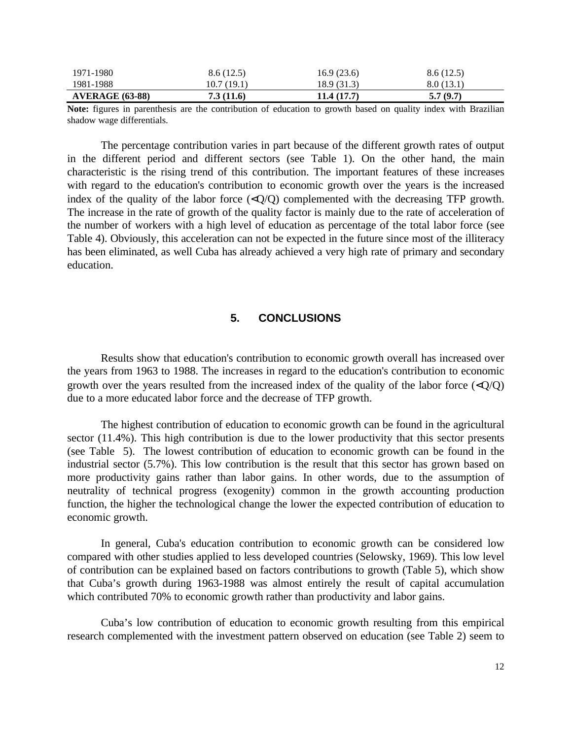| | | | |
|---|---|---|---|
| 1971-1980 | 8.6 (12.5) | 16.9 (23.6) | 8.6 (12.5) |
| 1981-1988 | 10.7 (19.1) | 18.9 (31.3) | 8.0 (13.1) |
| **AVERAGE (63-88)** | **7.3 (11.6)** | **11.4 (17.7)** | **5.7 (9.7)** |

**Note:** figures in parenthesis are the contribution of education to growth based on quality index with Brazilian shadow wage differentials.

The percentage contribution varies in part because of the different growth rates of output in the different period and different sectors (see Table 1). On the other hand, the main characteristic is the rising trend of this contribution. The important features of these increases with regard to the education's contribution to economic growth over the years is the increased index of the quality of the labor force ($\Delta Q/Q$) complemented with the decreasing TFP growth. The increase in the rate of growth of the quality factor is mainly due to the rate of acceleration of the number of workers with a high level of education as percentage of the total labor force (see Table 4). Obviously, this acceleration can not be expected in the future since most of the illiteracy has been eliminated, as well Cuba has already achieved a very high rate of primary and secondary education.

## 5. CONCLUSIONS

Results show that education's contribution to economic growth overall has increased over the years from 1963 to 1988. The increases in regard to the education's contribution to economic growth over the years resulted from the increased index of the quality of the labor force ($\Delta Q/Q$) due to a more educated labor force and the decrease of TFP growth.

The highest contribution of education to economic growth can be found in the agricultural sector (11.4%). This high contribution is due to the lower productivity that this sector presents (see Table 5). The lowest contribution of education to economic growth can be found in the industrial sector (5.7%). This low contribution is the result that this sector has grown based on more productivity gains rather than labor gains. In other words, due to the assumption of neutrality of technical progress (exogenity) common in the growth accounting production function, the higher the technological change the lower the expected contribution of education to economic growth.

In general, Cuba's education contribution to economic growth can be considered low compared with other studies applied to less developed countries (Selowsky, 1969). This low level of contribution can be explained based on factors contributions to growth (Table 5), which show that Cuba's growth during 1963-1988 was almost entirely the result of capital accumulation which contributed 70% to economic growth rather than productivity and labor gains.

Cuba's low contribution of education to economic growth resulting from this empirical research complemented with the investment pattern observed on education (see Table 2) seem to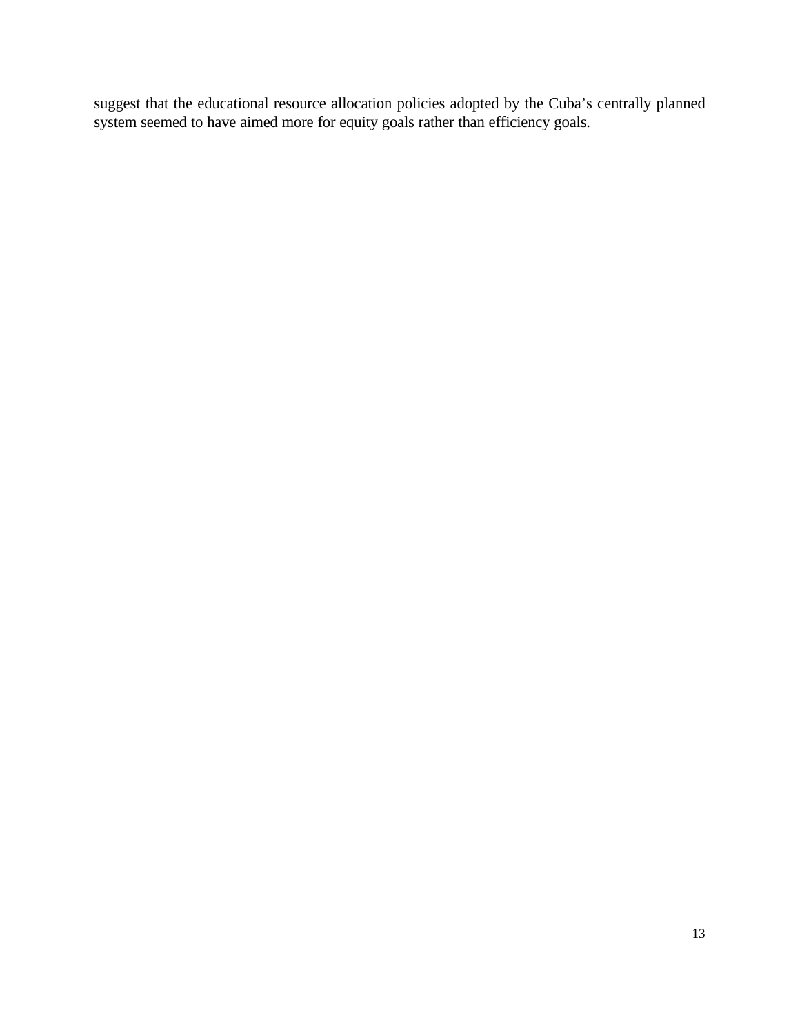suggest that the educational resource allocation policies adopted by the Cuba's centrally planned system seemed to have aimed more for equity goals rather than efficiency goals.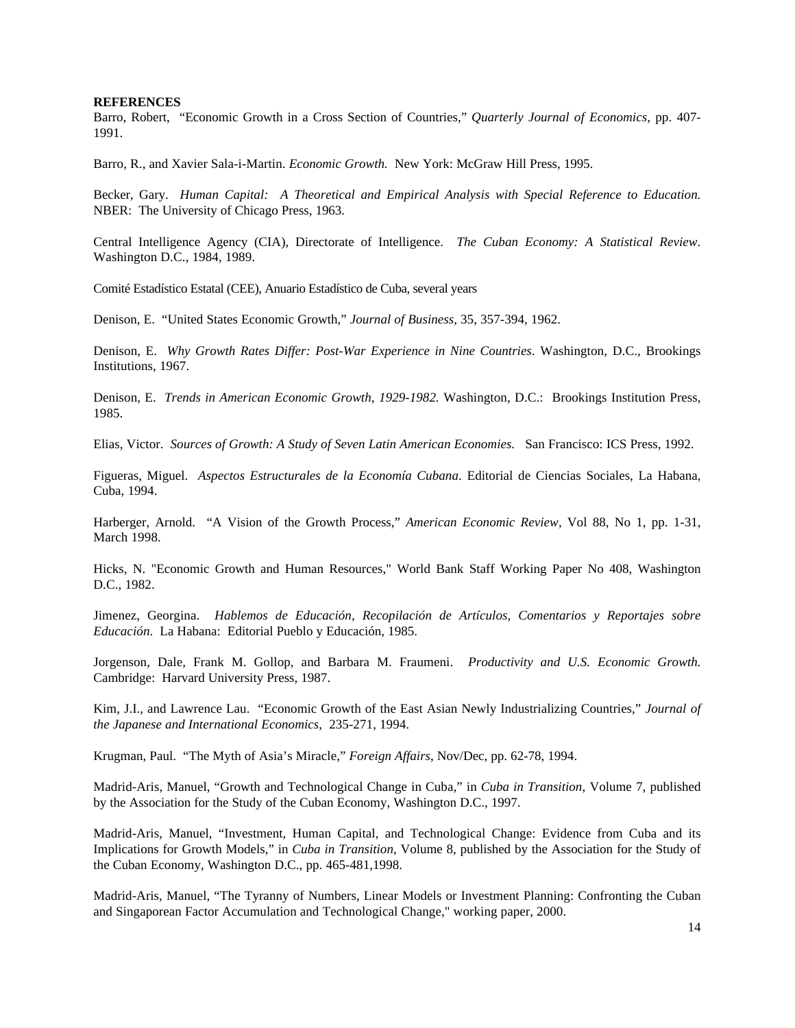**REFERENCES**

Barro, Robert, "Economic Growth in a Cross Section of Countries," *Quarterly Journal of Economics*, pp. 407-1991.

Barro, R., and Xavier Sala-i-Martin. *Economic Growth.* New York: McGraw Hill Press, 1995.

Becker, Gary. *Human Capital: A Theoretical and Empirical Analysis with Special Reference to Education.* NBER: The University of Chicago Press, 1963.

Central Intelligence Agency (CIA), Directorate of Intelligence. *The Cuban Economy: A Statistical Review*. Washington D.C., 1984, 1989.

Comité Estadístico Estatal (CEE), Anuario Estadístico de Cuba, several years

Denison, E. "United States Economic Growth," *Journal of Business*, 35, 357-394, 1962.

Denison, E. *Why Growth Rates Differ: Post-War Experience in Nine Countries*. Washington, D.C., Brookings Institutions, 1967.

Denison, E. *Trends in American Economic Growth, 1929-1982.* Washington, D.C.: Brookings Institution Press, 1985.

Elias, Victor. *Sources of Growth: A Study of Seven Latin American Economies.* San Francisco: ICS Press, 1992.

Figueras, Miguel. *Aspectos Estructurales de la Economía Cubana*. Editorial de Ciencias Sociales, La Habana, Cuba, 1994.

Harberger, Arnold. "A Vision of the Growth Process," *American Economic Review*, Vol 88, No 1, pp. 1-31, March 1998.

Hicks, N. "Economic Growth and Human Resources," World Bank Staff Working Paper No 408, Washington D.C., 1982.

Jimenez, Georgina. *Hablemos de Educación, Recopilación de Artículos, Comentarios y Reportajes sobre Educación*. La Habana: Editorial Pueblo y Educación, 1985.

Jorgenson, Dale, Frank M. Gollop, and Barbara M. Fraumeni. *Productivity and U.S. Economic Growth.* Cambridge: Harvard University Press, 1987.

Kim, J.I., and Lawrence Lau. "Economic Growth of the East Asian Newly Industrializing Countries," *Journal of the Japanese and International Economics*, 235-271, 1994.

Krugman, Paul. "The Myth of Asia's Miracle," *Foreign Affairs*, Nov/Dec, pp. 62-78, 1994.

Madrid-Aris, Manuel, "Growth and Technological Change in Cuba," in *Cuba in Transition*, Volume 7, published by the Association for the Study of the Cuban Economy, Washington D.C., 1997.

Madrid-Aris, Manuel, "Investment, Human Capital, and Technological Change: Evidence from Cuba and its Implications for Growth Models," in *Cuba in Transition*, Volume 8, published by the Association for the Study of the Cuban Economy, Washington D.C., pp. 465-481,1998.

Madrid-Aris, Manuel, "The Tyranny of Numbers, Linear Models or Investment Planning: Confronting the Cuban and Singaporean Factor Accumulation and Technological Change," working paper, 2000.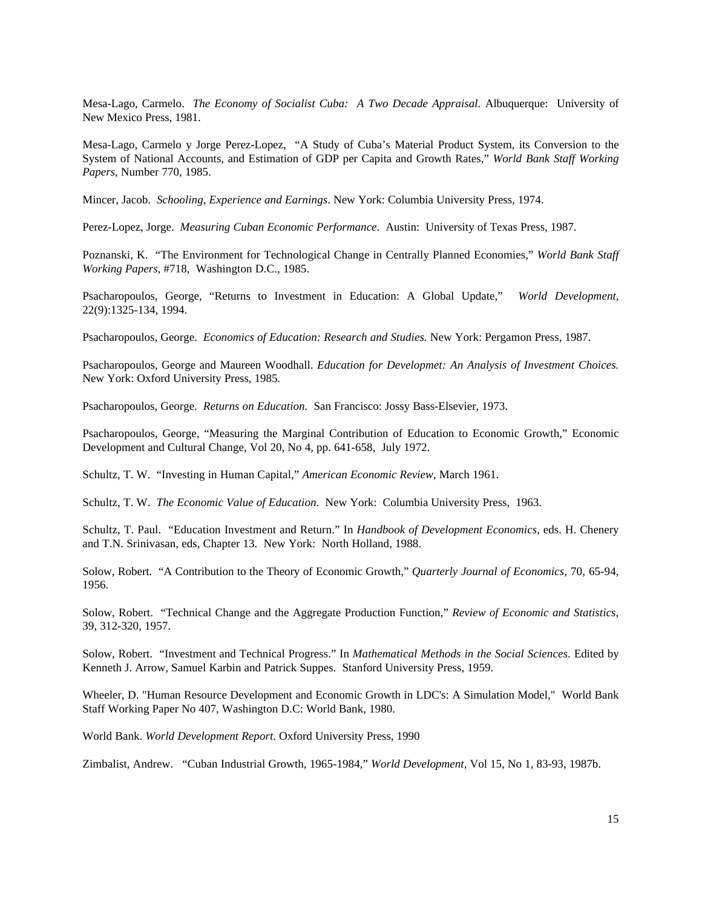Mesa-Lago, Carmelo. *The Economy of Socialist Cuba: A Two Decade Appraisal*. Albuquerque: University of New Mexico Press, 1981.

Mesa-Lago, Carmelo y Jorge Perez-Lopez, "A Study of Cuba's Material Product System, its Conversion to the System of National Accounts, and Estimation of GDP per Capita and Growth Rates," *World Bank Staff Working Papers*, Number 770, 1985.

Mincer, Jacob. *Schooling, Experience and Earnings*. New York: Columbia University Press, 1974.

Perez-Lopez, Jorge. *Measuring Cuban Economic Performance*. Austin: University of Texas Press, 1987.

Poznanski, K. "The Environment for Technological Change in Centrally Planned Economies," *World Bank Staff Working Papers*, #718, Washington D.C., 1985.

Psacharopoulos, George, "Returns to Investment in Education: A Global Update," *World Development*, 22(9):1325-134, 1994.

Psacharopoulos, George. *Economics of Education: Research and Studies*. New York: Pergamon Press, 1987.

Psacharopoulos, George and Maureen Woodhall. *Education for Developmet: An Analysis of Investment Choices.* New York: Oxford University Press, 1985.

Psacharopoulos, George. *Returns on Education.* San Francisco: Jossy Bass-Elsevier, 1973.

Psacharopoulos, George, "Measuring the Marginal Contribution of Education to Economic Growth," Economic Development and Cultural Change, Vol 20, No 4, pp. 641-658, July 1972.

Schultz, T. W. "Investing in Human Capital," *American Economic Review*, March 1961.

Schultz, T. W. *The Economic Value of Education*. New York: Columbia University Press, 1963.

Schultz, T. Paul. "Education Investment and Return." In *Handbook of Development Economics*, eds. H. Chenery and T.N. Srinivasan, eds, Chapter 13. New York: North Holland, 1988.

Solow, Robert. "A Contribution to the Theory of Economic Growth," *Quarterly Journal of Economics*, 70, 65-94, 1956.

Solow, Robert. "Technical Change and the Aggregate Production Function," *Review of Economic and Statistics*, 39, 312-320, 1957.

Solow, Robert. "Investment and Technical Progress." In *Mathematical Methods in the Social Sciences*. Edited by Kenneth J. Arrow, Samuel Karbin and Patrick Suppes. Stanford University Press, 1959.

Wheeler, D. "Human Resource Development and Economic Growth in LDC's: A Simulation Model," World Bank Staff Working Paper No 407, Washington D.C: World Bank, 1980.

World Bank. *World Development Report*. Oxford University Press, 1990

Zimbalist, Andrew. "Cuban Industrial Growth, 1965-1984," *World Development*, Vol 15, No 1, 83-93, 1987b.